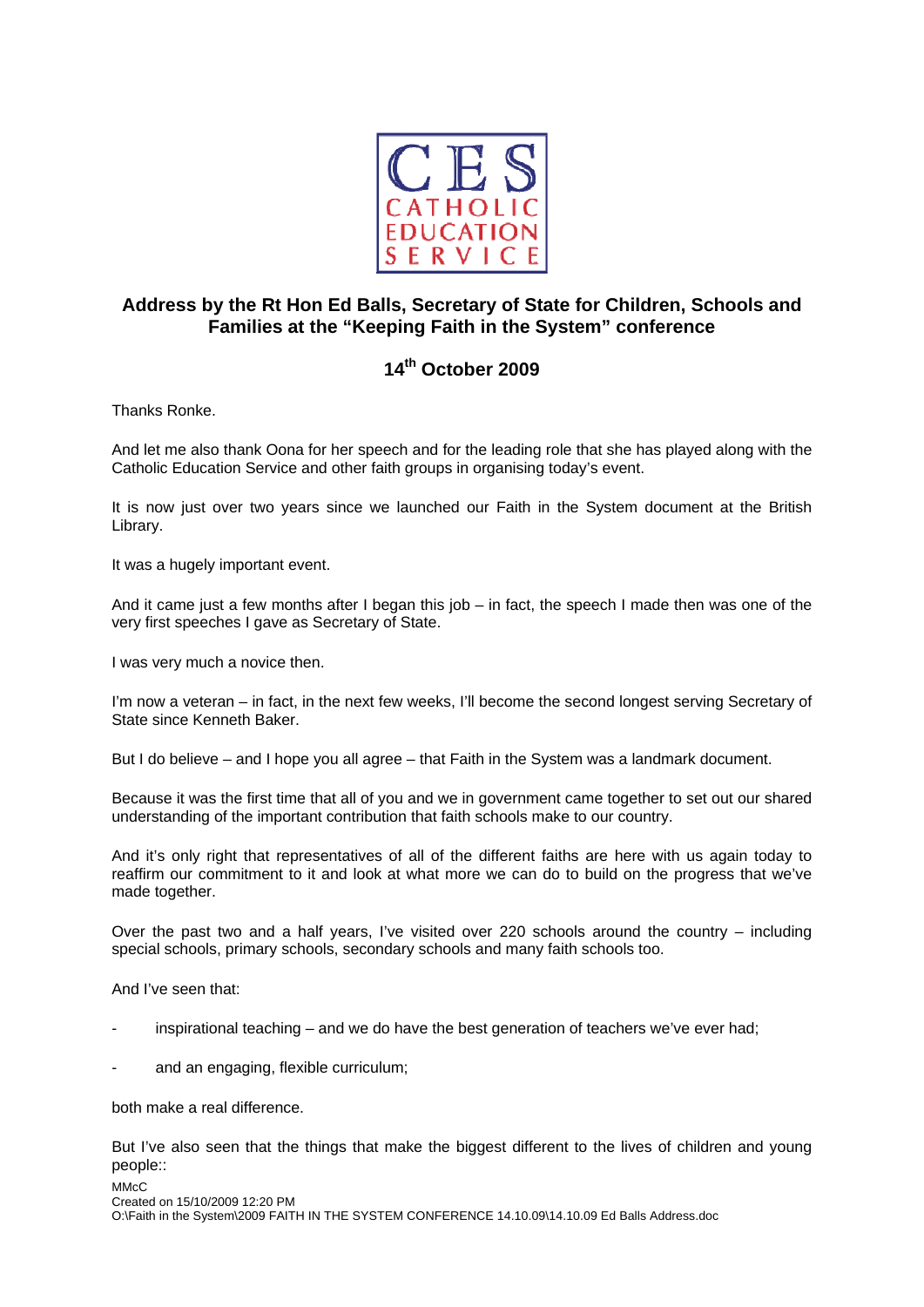CES
CATHOLIC
EDUCATION
SERVICE

**Address by the Rt Hon Ed Balls, Secretary of State for Children, Schools and Families at the "Keeping Faith in the System" conference**

**14th October 2009**

Thanks Ronke.

And let me also thank Oona for her speech and for the leading role that she has played along with the Catholic Education Service and other faith groups in organising today's event.

It is now just over two years since we launched our Faith in the System document at the British Library.

It was a hugely important event.

And it came just a few months after I began this job – in fact, the speech I made then was one of the very first speeches I gave as Secretary of State.

I was very much a novice then.

I'm now a veteran – in fact, in the next few weeks, I'll become the second longest serving Secretary of State since Kenneth Baker.

But I do believe – and I hope you all agree – that Faith in the System was a landmark document.

Because it was the first time that all of you and we in government came together to set out our shared understanding of the important contribution that faith schools make to our country.

And it's only right that representatives of all of the different faiths are here with us again today to reaffirm our commitment to it and look at what more we can do to build on the progress that we've made together.

Over the past two and a half years, I've visited over 220 schools around the country – including special schools, primary schools, secondary schools and many faith schools too.

And I've seen that:

- inspirational teaching – and we do have the best generation of teachers we've ever had;
- and an engaging, flexible curriculum;

both make a real difference.

But I've also seen that the things that make the biggest different to the lives of children and young people::

MMcC
Created on 15/10/2009 12:20 PM
O:\Faith in the System\2009 FAITH IN THE SYSTEM CONFERENCE 14.10.09\14.10.09 Ed Balls Address.doc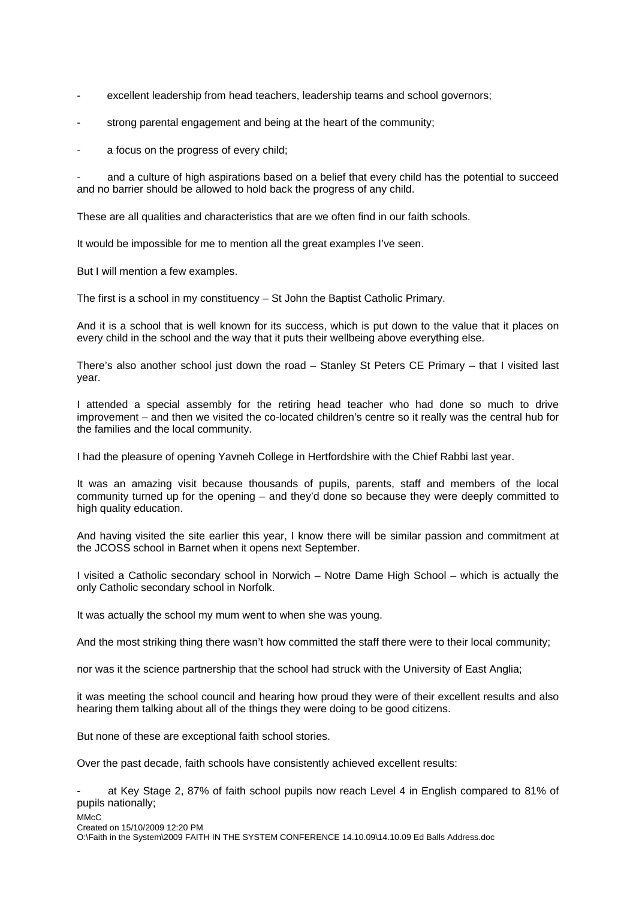- excellent leadership from head teachers, leadership teams and school governors;

- strong parental engagement and being at the heart of the community;

- a focus on the progress of every child;

- and a culture of high aspirations based on a belief that every child has the potential to succeed and no barrier should be allowed to hold back the progress of any child.

These are all qualities and characteristics that are we often find in our faith schools.

It would be impossible for me to mention all the great examples I've seen.

But I will mention a few examples.

The first is a school in my constituency – St John the Baptist Catholic Primary.

And it is a school that is well known for its success, which is put down to the value that it places on every child in the school and the way that it puts their wellbeing above everything else.

There's also another school just down the road – Stanley St Peters CE Primary – that I visited last year.

I attended a special assembly for the retiring head teacher who had done so much to drive improvement – and then we visited the co-located children's centre so it really was the central hub for the families and the local community.

I had the pleasure of opening Yavneh College in Hertfordshire with the Chief Rabbi last year.

It was an amazing visit because thousands of pupils, parents, staff and members of the local community turned up for the opening – and they'd done so because they were deeply committed to high quality education.

And having visited the site earlier this year, I know there will be similar passion and commitment at the JCOSS school in Barnet when it opens next September.

I visited a Catholic secondary school in Norwich – Notre Dame High School – which is actually the only Catholic secondary school in Norfolk.

It was actually the school my mum went to when she was young.

And the most striking thing there wasn't how committed the staff there were to their local community;

nor was it the science partnership that the school had struck with the University of East Anglia;

it was meeting the school council and hearing how proud they were of their excellent results and also hearing them talking about all of the things they were doing to be good citizens.

But none of these are exceptional faith school stories.

Over the past decade, faith schools have consistently achieved excellent results:

- at Key Stage 2, 87% of faith school pupils now reach Level 4 in English compared to 81% of pupils nationally;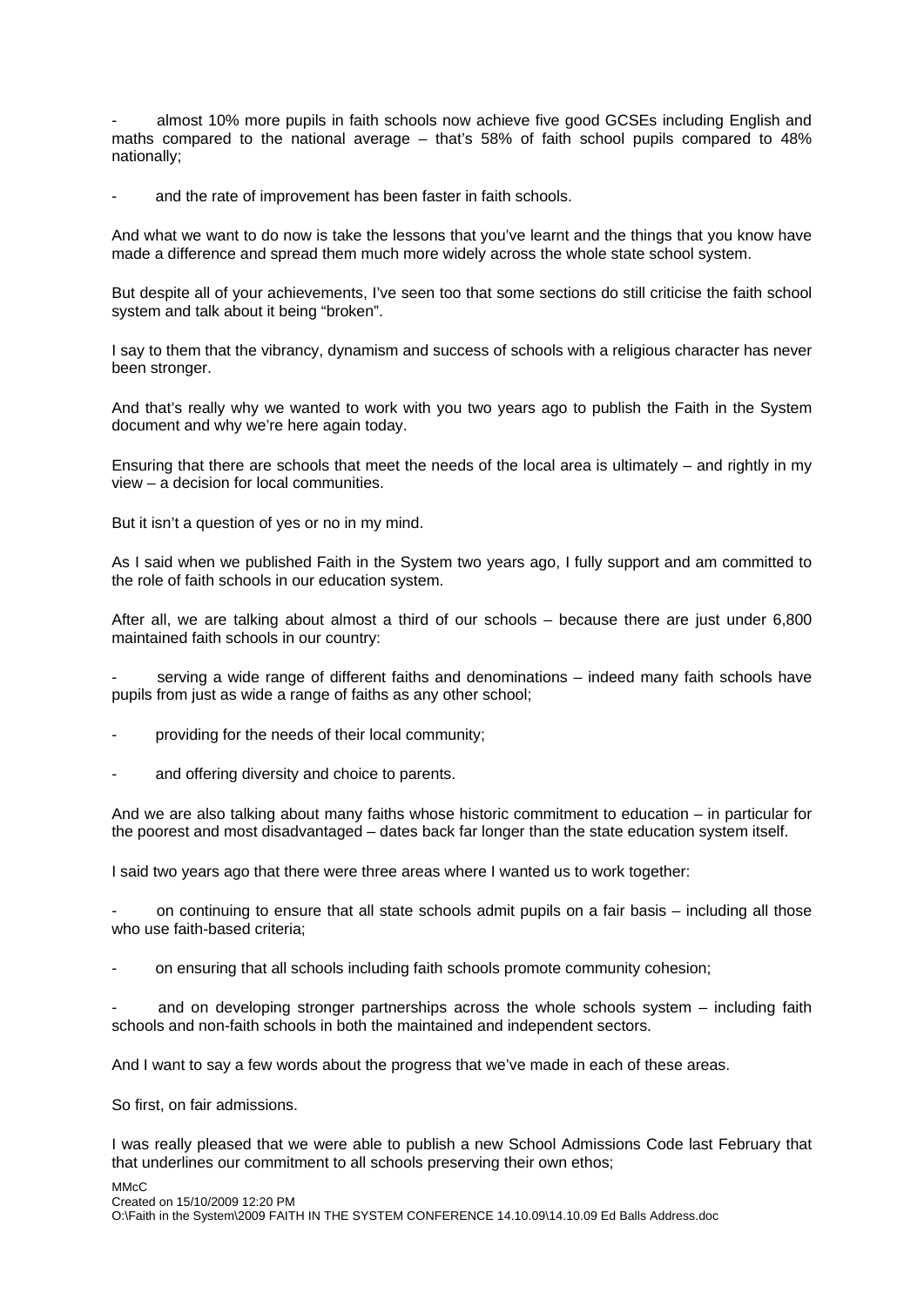- almost 10% more pupils in faith schools now achieve five good GCSEs including English and maths compared to the national average – that's 58% of faith school pupils compared to 48% nationally;

- and the rate of improvement has been faster in faith schools.

And what we want to do now is take the lessons that you've learnt and the things that you know have made a difference and spread them much more widely across the whole state school system.

But despite all of your achievements, I've seen too that some sections do still criticise the faith school system and talk about it being "broken".

I say to them that the vibrancy, dynamism and success of schools with a religious character has never been stronger.

And that's really why we wanted to work with you two years ago to publish the Faith in the System document and why we're here again today.

Ensuring that there are schools that meet the needs of the local area is ultimately – and rightly in my view – a decision for local communities.

But it isn't a question of yes or no in my mind.

As I said when we published Faith in the System two years ago, I fully support and am committed to the role of faith schools in our education system.

After all, we are talking about almost a third of our schools – because there are just under 6,800 maintained faith schools in our country:

- serving a wide range of different faiths and denominations – indeed many faith schools have pupils from just as wide a range of faiths as any other school;

- providing for the needs of their local community;

- and offering diversity and choice to parents.

And we are also talking about many faiths whose historic commitment to education – in particular for the poorest and most disadvantaged – dates back far longer than the state education system itself.

I said two years ago that there were three areas where I wanted us to work together:

- on continuing to ensure that all state schools admit pupils on a fair basis – including all those who use faith-based criteria;

- on ensuring that all schools including faith schools promote community cohesion;

- and on developing stronger partnerships across the whole schools system – including faith schools and non-faith schools in both the maintained and independent sectors.

And I want to say a few words about the progress that we've made in each of these areas.

So first, on fair admissions.

I was really pleased that we were able to publish a new School Admissions Code last February that that underlines our commitment to all schools preserving their own ethos;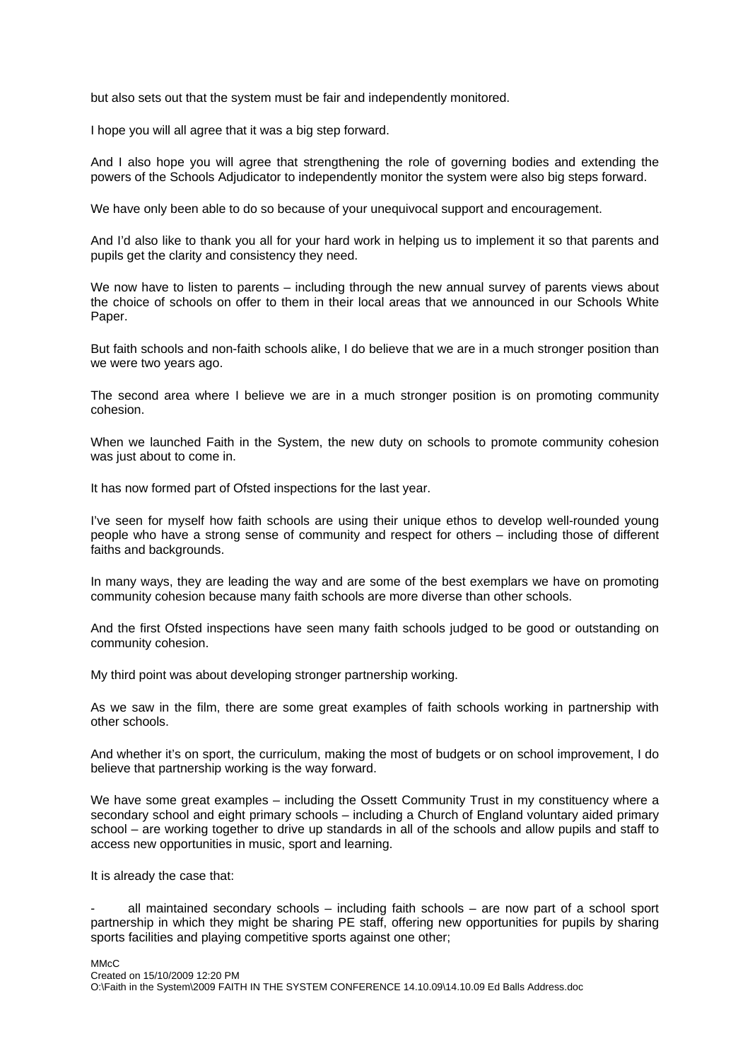but also sets out that the system must be fair and independently monitored.

I hope you will all agree that it was a big step forward.

And I also hope you will agree that strengthening the role of governing bodies and extending the powers of the Schools Adjudicator to independently monitor the system were also big steps forward.

We have only been able to do so because of your unequivocal support and encouragement.

And I'd also like to thank you all for your hard work in helping us to implement it so that parents and pupils get the clarity and consistency they need.

We now have to listen to parents – including through the new annual survey of parents views about the choice of schools on offer to them in their local areas that we announced in our Schools White Paper.

But faith schools and non-faith schools alike, I do believe that we are in a much stronger position than we were two years ago.

The second area where I believe we are in a much stronger position is on promoting community cohesion.

When we launched Faith in the System, the new duty on schools to promote community cohesion was just about to come in.

It has now formed part of Ofsted inspections for the last year.

I've seen for myself how faith schools are using their unique ethos to develop well-rounded young people who have a strong sense of community and respect for others – including those of different faiths and backgrounds.

In many ways, they are leading the way and are some of the best exemplars we have on promoting community cohesion because many faith schools are more diverse than other schools.

And the first Ofsted inspections have seen many faith schools judged to be good or outstanding on community cohesion.

My third point was about developing stronger partnership working.

As we saw in the film, there are some great examples of faith schools working in partnership with other schools.

And whether it's on sport, the curriculum, making the most of budgets or on school improvement, I do believe that partnership working is the way forward.

We have some great examples – including the Ossett Community Trust in my constituency where a secondary school and eight primary schools – including a Church of England voluntary aided primary school – are working together to drive up standards in all of the schools and allow pupils and staff to access new opportunities in music, sport and learning.

It is already the case that:

- all maintained secondary schools – including faith schools – are now part of a school sport partnership in which they might be sharing PE staff, offering new opportunities for pupils by sharing sports facilities and playing competitive sports against one other;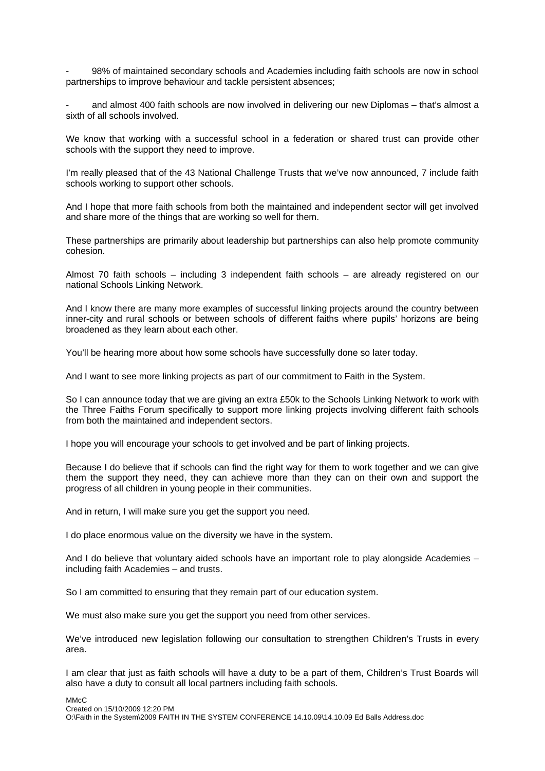- 98% of maintained secondary schools and Academies including faith schools are now in school partnerships to improve behaviour and tackle persistent absences;

- and almost 400 faith schools are now involved in delivering our new Diplomas – that's almost a sixth of all schools involved.

We know that working with a successful school in a federation or shared trust can provide other schools with the support they need to improve.

I'm really pleased that of the 43 National Challenge Trusts that we've now announced, 7 include faith schools working to support other schools.

And I hope that more faith schools from both the maintained and independent sector will get involved and share more of the things that are working so well for them.

These partnerships are primarily about leadership but partnerships can also help promote community cohesion.

Almost 70 faith schools – including 3 independent faith schools – are already registered on our national Schools Linking Network.

And I know there are many more examples of successful linking projects around the country between inner-city and rural schools or between schools of different faiths where pupils' horizons are being broadened as they learn about each other.

You'll be hearing more about how some schools have successfully done so later today.

And I want to see more linking projects as part of our commitment to Faith in the System.

So I can announce today that we are giving an extra £50k to the Schools Linking Network to work with the Three Faiths Forum specifically to support more linking projects involving different faith schools from both the maintained and independent sectors.

I hope you will encourage your schools to get involved and be part of linking projects.

Because I do believe that if schools can find the right way for them to work together and we can give them the support they need, they can achieve more than they can on their own and support the progress of all children in young people in their communities.

And in return, I will make sure you get the support you need.

I do place enormous value on the diversity we have in the system.

And I do believe that voluntary aided schools have an important role to play alongside Academies – including faith Academies – and trusts.

So I am committed to ensuring that they remain part of our education system.

We must also make sure you get the support you need from other services.

We've introduced new legislation following our consultation to strengthen Children's Trusts in every area.

I am clear that just as faith schools will have a duty to be a part of them, Children's Trust Boards will also have a duty to consult all local partners including faith schools.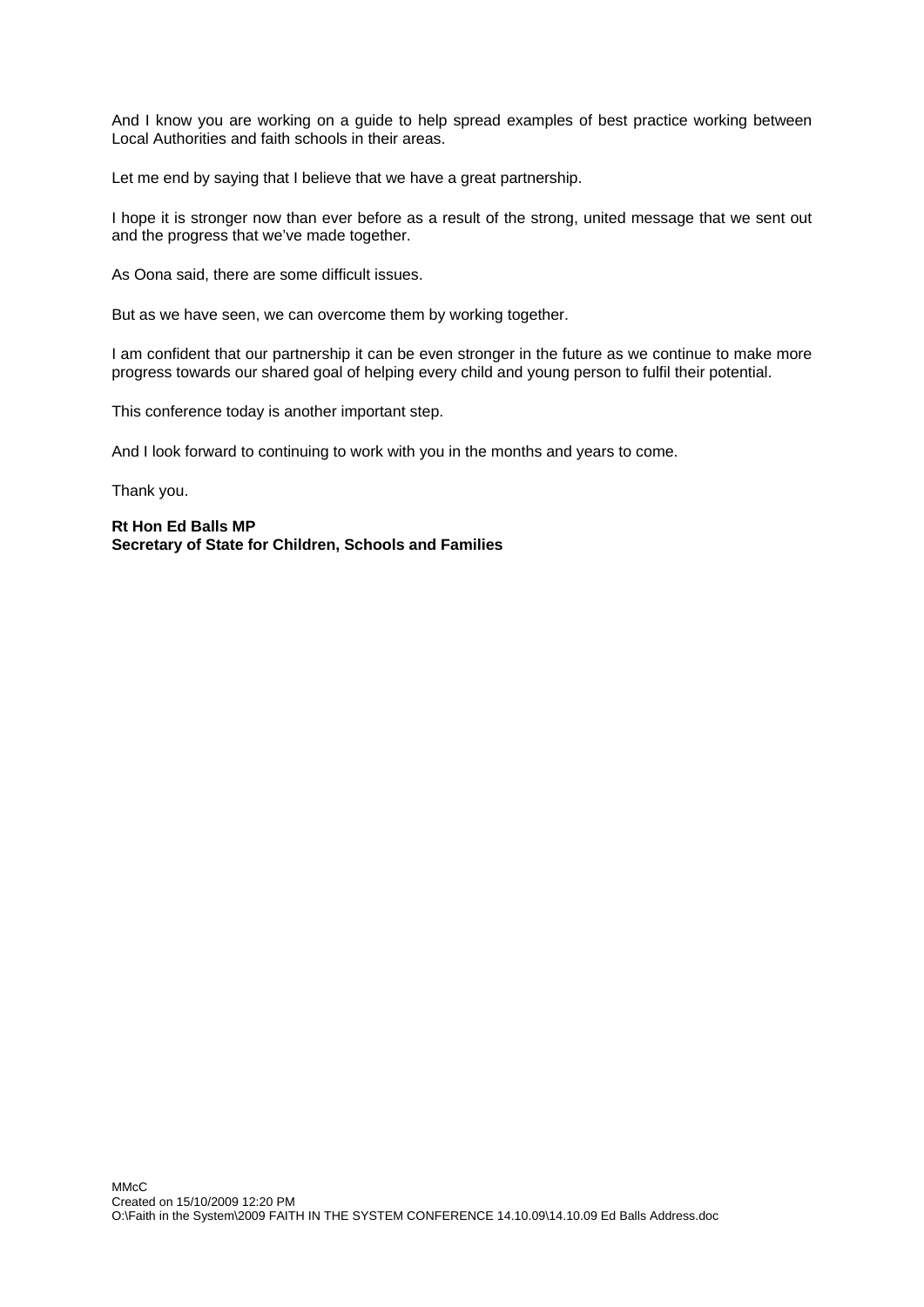And I know you are working on a guide to help spread examples of best practice working between Local Authorities and faith schools in their areas.

Let me end by saying that I believe that we have a great partnership.

I hope it is stronger now than ever before as a result of the strong, united message that we sent out and the progress that we've made together.

As Oona said, there are some difficult issues.

But as we have seen, we can overcome them by working together.

I am confident that our partnership it can be even stronger in the future as we continue to make more progress towards our shared goal of helping every child and young person to fulfil their potential.

This conference today is another important step.

And I look forward to continuing to work with you in the months and years to come.

Thank you.

**Rt Hon Ed Balls MP**
**Secretary of State for Children, Schools and Families**

MMcC
Created on 15/10/2009 12:20 PM
O:\Faith in the System\2009 FAITH IN THE SYSTEM CONFERENCE 14.10.09\14.10.09 Ed Balls Address.doc